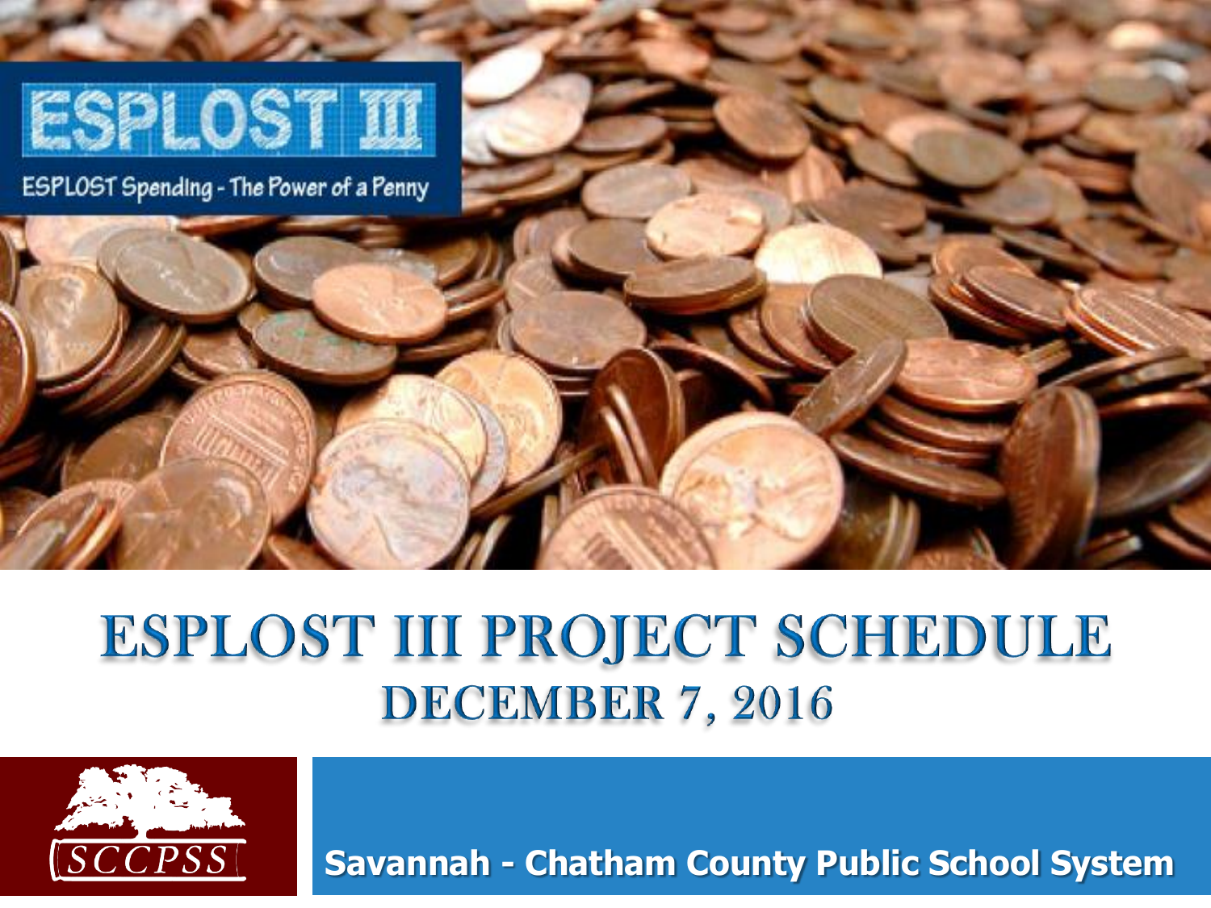# ESPLOST III

ESPLOST Spending - The Power of a Penny

# ESPLOST III PROJECT SCHEDULE

## DECEMBER 7, 2016

SCCPSS

Savannah - Chatham County Public School System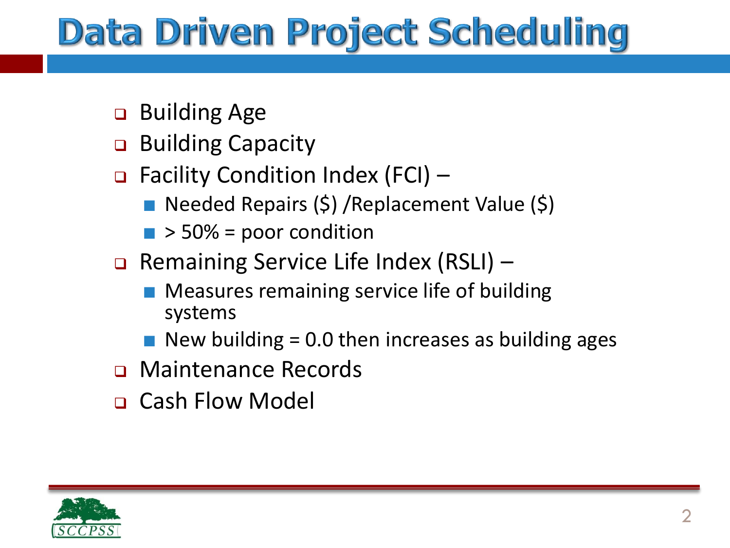# Data Driven Project Scheduling

- Building Age
- Building Capacity
- Facility Condition Index (FCI) –
  - Needed Repairs ($) /Replacement Value ($)
  - > 50% = poor condition
- Remaining Service Life Index (RSLI) –
  - Measures remaining service life of building systems
  - New building = 0.0 then increases as building ages
- Maintenance Records
- Cash Flow Model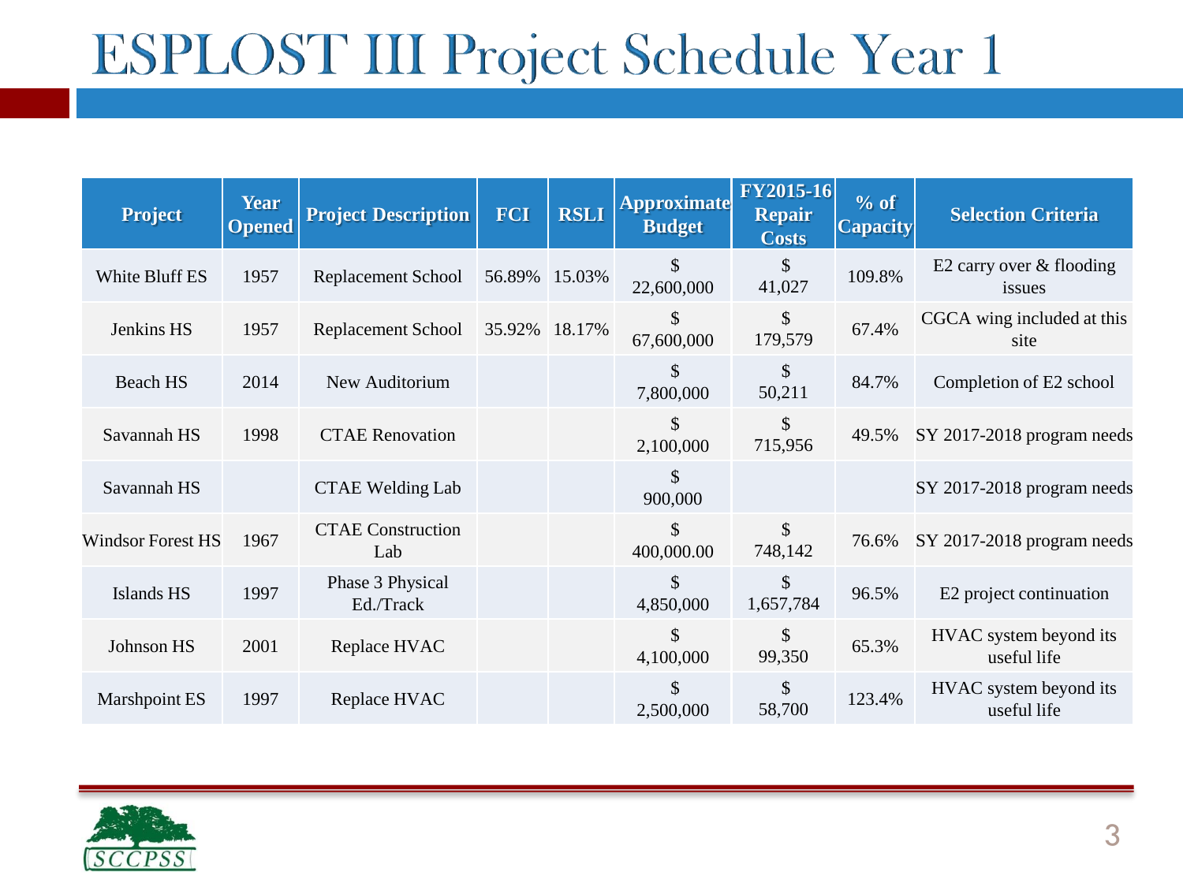# ESPLOST III Project Schedule Year 1

| Project | Year Opened | Project Description | FCI | RSLI | Approximate Budget | FY2015-16 Repair Costs | % of Capacity | Selection Criteria |
|---|---|---|---|---|---|---|---|---|
| White Bluff ES | 1957 | Replacement School | 56.89% | 15.03% | $ 22,600,000 | $ 41,027 | 109.8% | E2 carry over & flooding issues |
| Jenkins HS | 1957 | Replacement School | 35.92% | 18.17% | $ 67,600,000 | $ 179,579 | 67.4% | CGCA wing included at this site |
| Beach HS | 2014 | New Auditorium | | | $ 7,800,000 | $ 50,211 | 84.7% | Completion of E2 school |
| Savannah HS | 1998 | CTAE Renovation | | | $ 2,100,000 | $ 715,956 | 49.5% | SY 2017-2018 program needs |
| Savannah HS | | CTAE Welding Lab | | | $ 900,000 | | | SY 2017-2018 program needs |
| Windsor Forest HS | 1967 | CTAE Construction Lab | | | $ 400,000.00 | $ 748,142 | 76.6% | SY 2017-2018 program needs |
| Islands HS | 1997 | Phase 3 Physical Ed./Track | | | $ 4,850,000 | $ 1,657,784 | 96.5% | E2 project continuation |
| Johnson HS | 2001 | Replace HVAC | | | $ 4,100,000 | $ 99,350 | 65.3% | HVAC system beyond its useful life |
| Marshpoint ES | 1997 | Replace HVAC | | | $ 2,500,000 | $ 58,700 | 123.4% | HVAC system beyond its useful life |

SCCPSS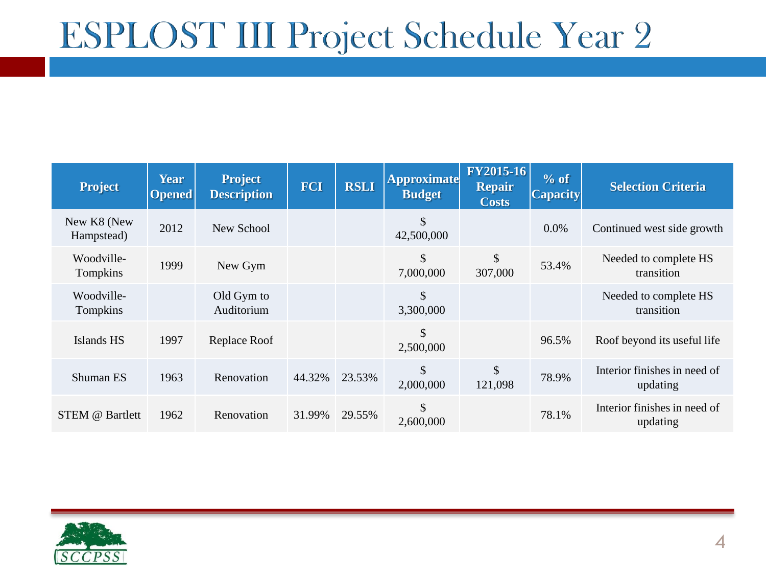# ESPLOST III Project Schedule Year 2

| Project | Year Opened | Project Description | FCI | RSLI | Approximate Budget | FY2015-16 Repair Costs | % of Capacity | Selection Criteria |
|---|---|---|---|---|---|---|---|---|
| New K8 (New Hampstead) | 2012 | New School | | | $ 42,500,000 | | 0.0% | Continued west side growth |
| Woodville-Tompkins | 1999 | New Gym | | | $ 7,000,000 | $ 307,000 | 53.4% | Needed to complete HS transition |
| Woodville-Tompkins | | Old Gym to Auditorium | | | $ 3,300,000 | | | Needed to complete HS transition |
| Islands HS | 1997 | Replace Roof | | | $ 2,500,000 | | 96.5% | Roof beyond its useful life |
| Shuman ES | 1963 | Renovation | 44.32% | 23.53% | $ 2,000,000 | $ 121,098 | 78.9% | Interior finishes in need of updating |
| STEM @ Bartlett | 1962 | Renovation | 31.99% | 29.55% | $ 2,600,000 | | 78.1% | Interior finishes in need of updating |

SCCPSS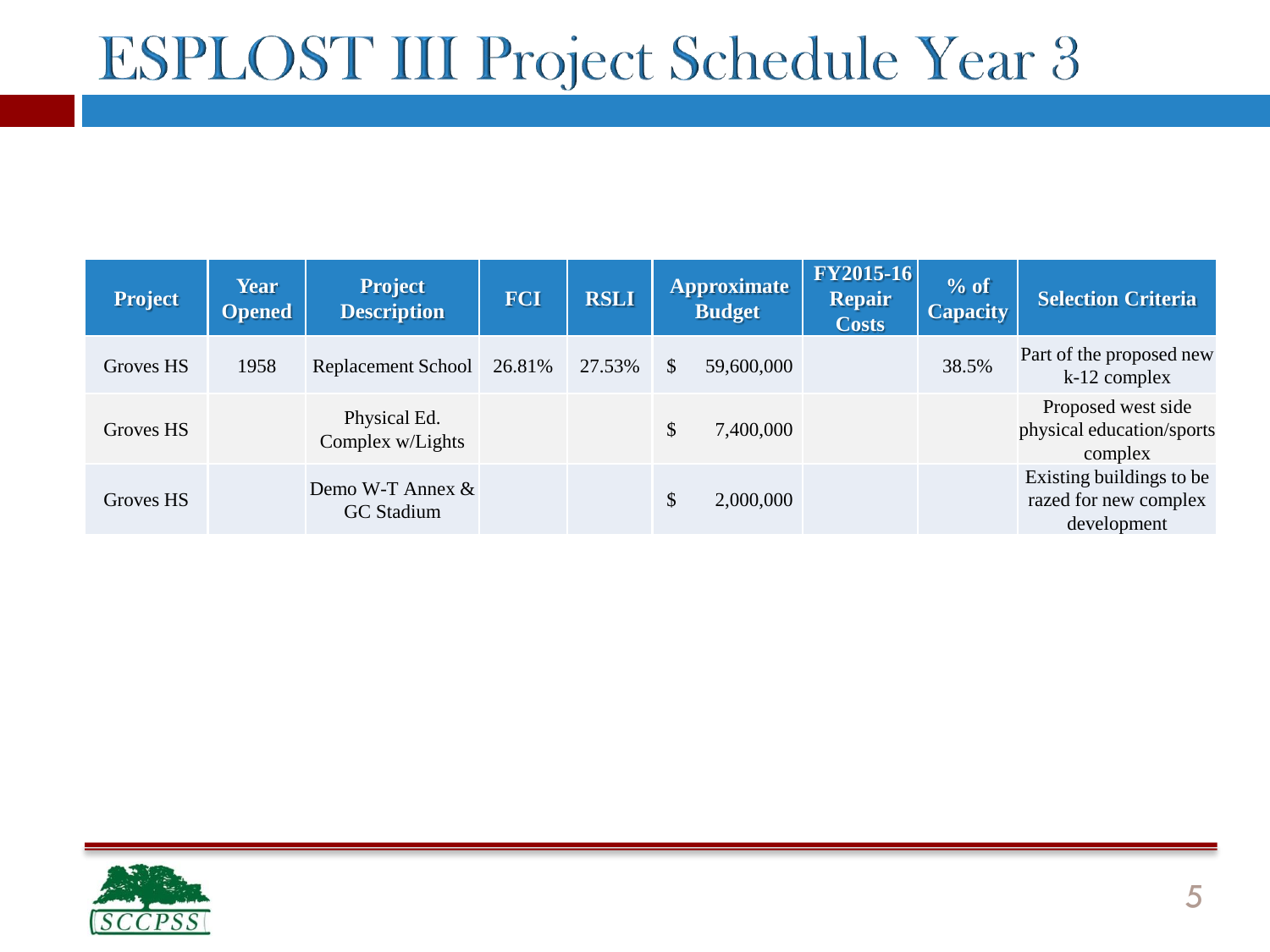# ESPLOST III Project Schedule Year 3

| Project | Year Opened | Project Description | FCI | RSLI | Approximate Budget | FY2015-16 Repair Costs | % of Capacity | Selection Criteria |
|---|---|---|---|---|---|---|---|---|
| Groves HS | 1958 | Replacement School | 26.81% | 27.53% | $ 59,600,000 | | 38.5% | Part of the proposed new k-12 complex |
| Groves HS | | Physical Ed. Complex w/Lights | | | $ 7,400,000 | | | Proposed west side physical education/sports complex |
| Groves HS | | Demo W-T Annex & GC Stadium | | | $ 2,000,000 | | | Existing buildings to be razed for new complex development |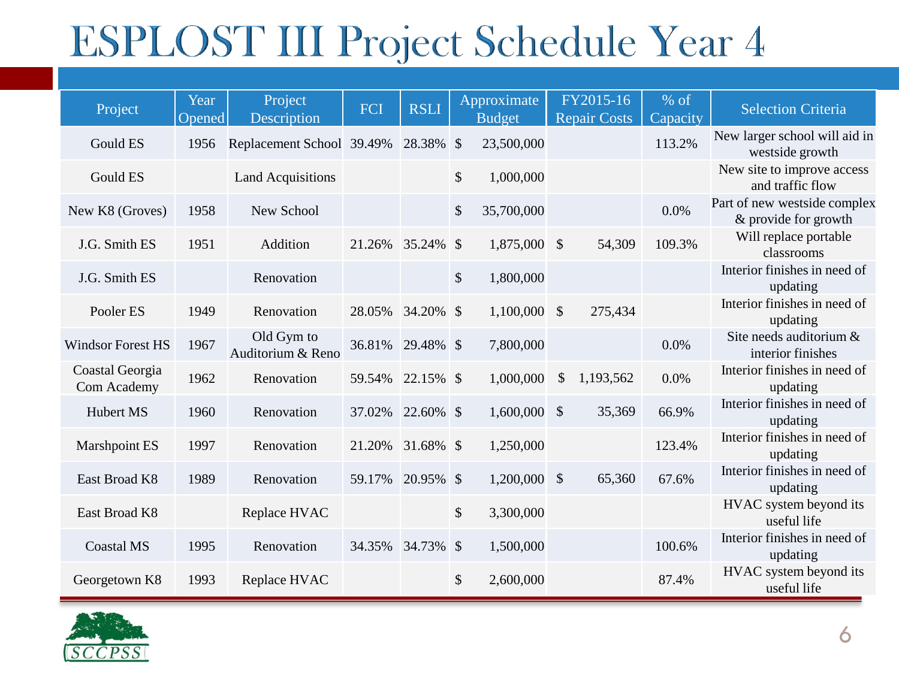# ESPLOST III Project Schedule Year 4

| Project | Year Opened | Project Description | FCI | RSLI | Approximate Budget | FY2015-16 Repair Costs | % of Capacity | Selection Criteria |
|---|---|---|---|---|---|---|---|---|
| Gould ES | 1956 | Replacement School | 39.49% | 28.38% | $ 23,500,000 | | 113.2% | New larger school will aid in westside growth |
| Gould ES | | Land Acquisitions | | | $ 1,000,000 | | | New site to improve access and traffic flow |
| New K8 (Groves) | 1958 | New School | | | $ 35,700,000 | | 0.0% | Part of new westside complex & provide for growth |
| J.G. Smith ES | 1951 | Addition | 21.26% | 35.24% | $ 1,875,000 | $ 54,309 | 109.3% | Will replace portable classrooms |
| J.G. Smith ES | | Renovation | | | $ 1,800,000 | | | Interior finishes in need of updating |
| Pooler ES | 1949 | Renovation | 28.05% | 34.20% | $ 1,100,000 | $ 275,434 | | Interior finishes in need of updating |
| Windsor Forest HS | 1967 | Old Gym to Auditorium & Reno | 36.81% | 29.48% | $ 7,800,000 | | 0.0% | Site needs auditorium & interior finishes |
| Coastal Georgia Com Academy | 1962 | Renovation | 59.54% | 22.15% | $ 1,000,000 | $ 1,193,562 | 0.0% | Interior finishes in need of updating |
| Hubert MS | 1960 | Renovation | 37.02% | 22.60% | $ 1,600,000 | $ 35,369 | 66.9% | Interior finishes in need of updating |
| Marshpoint ES | 1997 | Renovation | 21.20% | 31.68% | $ 1,250,000 | | 123.4% | Interior finishes in need of updating |
| East Broad K8 | 1989 | Renovation | 59.17% | 20.95% | $ 1,200,000 | $ 65,360 | 67.6% | Interior finishes in need of updating |
| East Broad K8 | | Replace HVAC | | | $ 3,300,000 | | | HVAC system beyond its useful life |
| Coastal MS | 1995 | Renovation | 34.35% | 34.73% | $ 1,500,000 | | 100.6% | Interior finishes in need of updating |
| Georgetown K8 | 1993 | Replace HVAC | | | $ 2,600,000 | | 87.4% | HVAC system beyond its useful life |

SCCPSS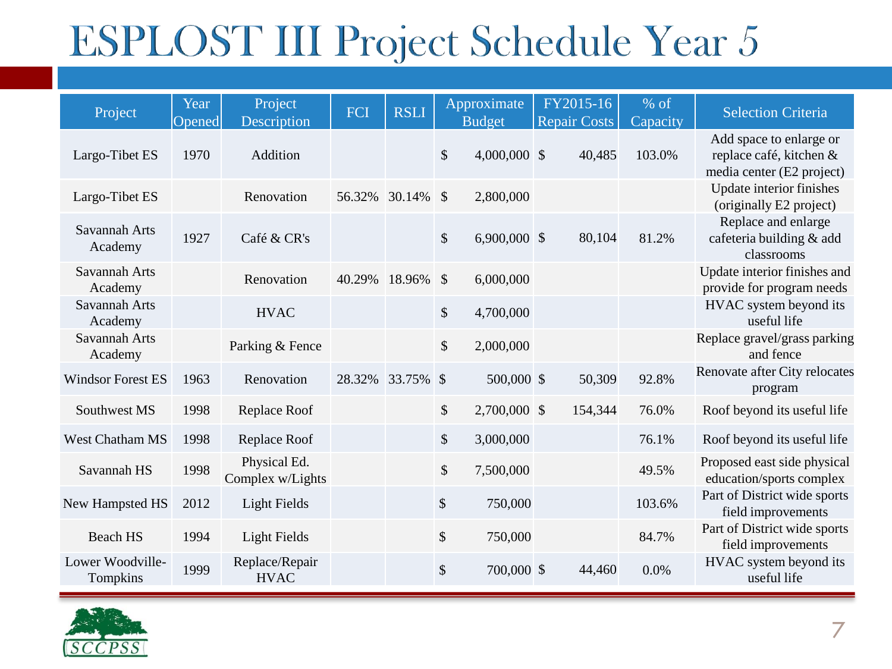# ESPLOST III Project Schedule Year 5

| Project | Year Opened | Project Description | FCI | RSLI | Approximate Budget | FY2015-16 Repair Costs | % of Capacity | Selection Criteria |
|---|---|---|---|---|---|---|---|---|
| Largo-Tibet ES | 1970 | Addition | | | $ 4,000,000 | $ 40,485 | 103.0% | Add space to enlarge or replace café, kitchen & media center (E2 project) |
| Largo-Tibet ES | | Renovation | 56.32% | 30.14% | $ 2,800,000 | | | Update interior finishes (originally E2 project) |
| Savannah Arts Academy | 1927 | Café & CR's | | | $ 6,900,000 | $ 80,104 | 81.2% | Replace and enlarge cafeteria building & add classrooms |
| Savannah Arts Academy | | Renovation | 40.29% | 18.96% | $ 6,000,000 | | | Update interior finishes and provide for program needs |
| Savannah Arts Academy | | HVAC | | | $ 4,700,000 | | | HVAC system beyond its useful life |
| Savannah Arts Academy | | Parking & Fence | | | $ 2,000,000 | | | Replace gravel/grass parking and fence |
| Windsor Forest ES | 1963 | Renovation | 28.32% | 33.75% | $ 500,000 | $ 50,309 | 92.8% | Renovate after City relocates program |
| Southwest MS | 1998 | Replace Roof | | | $ 2,700,000 | $ 154,344 | 76.0% | Roof beyond its useful life |
| West Chatham MS | 1998 | Replace Roof | | | $ 3,000,000 | | 76.1% | Roof beyond its useful life |
| Savannah HS | 1998 | Physical Ed. Complex w/Lights | | | $ 7,500,000 | | 49.5% | Proposed east side physical education/sports complex |
| New Hampsted HS | 2012 | Light Fields | | | $ 750,000 | | 103.6% | Part of District wide sports field improvements |
| Beach HS | 1994 | Light Fields | | | $ 750,000 | | 84.7% | Part of District wide sports field improvements |
| Lower Woodville-Tompkins | 1999 | Replace/Repair HVAC | | | $ 700,000 | $ 44,460 | 0.0% | HVAC system beyond its useful life |

SCCPSS